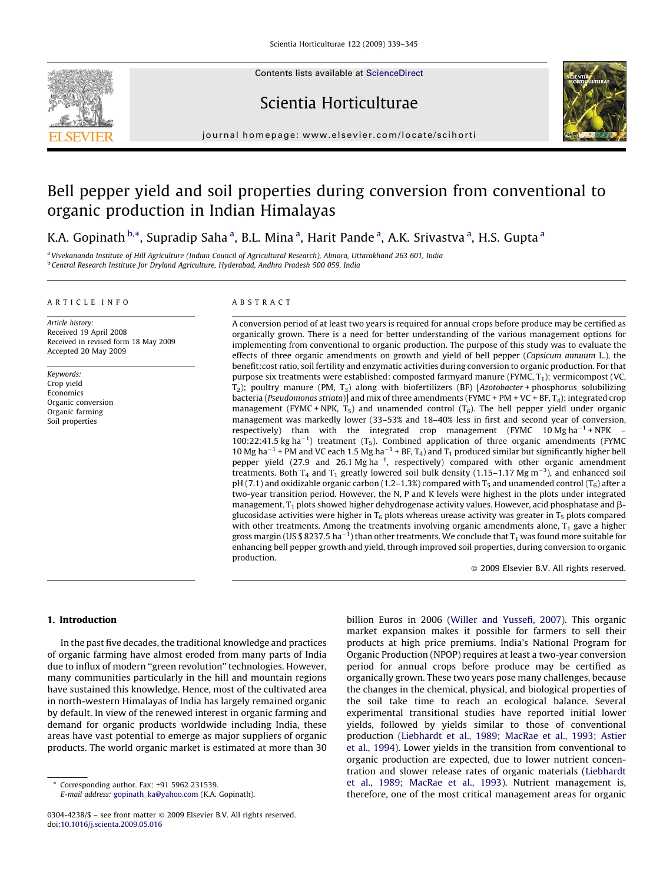# Bell pepper yield and soil properties during conversion from conventional to organic production in Indian Himalayas

K.A. Gopinath [b,*], Supradip Saha [a], B.L. Mina [a], Harit Pande [a], A.K. Srivastva [a], H.S. Gupta [a]

[a] Vivekananda Institute of Hill Agriculture (Indian Council of Agricultural Research), Almora, Uttarakhand 263 601, India

[b] Central Research Institute for Dryland Agriculture, Hyderabad, Andhra Pradesh 500 059, India

**ARTICLE INFO**

*Article history:*
Received 19 April 2008
Received in revised form 18 May 2009
Accepted 20 May 2009

*Keywords:*
Crop yield
Economics
Organic conversion
Organic farming
Soil properties

**ABSTRACT**

A conversion period of at least two years is required for annual crops before produce may be certified as organically grown. There is a need for better understanding of the various management options for implementing from conventional to organic production. The purpose of this study was to evaluate the effects of three organic amendments on growth and yield of bell pepper (*Capsicum annuum* L.), the benefit:cost ratio, soil fertility and enzymatic activities during conversion to organic production. For that purpose six treatments were established: composted farmyard manure (FYMC, $T_1$); vermicompost (VC, $T_2$); poultry manure (PM, $T_3$) along with biofertilizers (BF) [*Azotobacter* + phosphorus solubilizing bacteria (*Pseudomonas striata*)] and mix of three amendments (FYMC + PM + VC + BF, $T_4$); integrated crop management (FYMC + NPK, $T_5$) and unamended control ($T_6$). The bell pepper yield under organic management was markedly lower (33–53% and 18–40% less in first and second year of conversion, respectively) than with the integrated crop management (FYMC 10 Mg ha$^{-1}$ + NPK – 100:22:41.5 kg ha$^{-1}$) treatment ($T_5$). Combined application of three organic amendments (FYMC 10 Mg ha$^{-1}$ + PM and VC each 1.5 Mg ha$^{-1}$ + BF, $T_4$) and $T_1$ produced similar but significantly higher bell pepper yield (27.9 and 26.1 Mg ha$^{-1}$, respectively) compared with other organic amendment treatments. Both $T_4$ and $T_1$ greatly lowered soil bulk density (1.15–1.17 Mg m$^{-3}$), and enhanced soil pH (7.1) and oxidizable organic carbon (1.2–1.3%) compared with $T_5$ and unamended control ($T_6$) after a two-year transition period. However, the N, P and K levels were highest in the plots under integrated management. $T_1$ plots showed higher dehydrogenase activity values. However, acid phosphatase and β-glucosidase activities were higher in $T_6$ plots whereas urease activity was greater in $T_5$ plots compared with other treatments. Among the treatments involving organic amendments alone, $T_1$ gave a higher gross margin (US $ 8237.5 ha$^{-1}$) than other treatments. We conclude that $T_1$ was found more suitable for enhancing bell pepper growth and yield, through improved soil properties, during conversion to organic production.

© 2009 Elsevier B.V. All rights reserved.

## 1. Introduction

In the past five decades, the traditional knowledge and practices of organic farming have almost eroded from many parts of India due to influx of modern "green revolution" technologies. However, many communities particularly in the hill and mountain regions have sustained this knowledge. Hence, most of the cultivated area in north-western Himalayas of India has largely remained organic by default. In view of the renewed interest in organic farming and demand for organic products worldwide including India, these areas have vast potential to emerge as major suppliers of organic products. The world organic market is estimated at more than 30 billion Euros in 2006 (Willer and Yussefi, 2007). This organic market expansion makes it possible for farmers to sell their products at high price premiums. India's National Program for Organic Production (NPOP) requires at least a two-year conversion period for annual crops before produce may be certified as organically grown. These two years pose many challenges, because the changes in the chemical, physical, and biological properties of the soil take time to reach an ecological balance. Several experimental transitional studies have reported initial lower yields, followed by yields similar to those of conventional production (Liebhardt et al., 1989; MacRae et al., 1993; Astier et al., 1994). Lower yields in the transition from conventional to organic production are expected, due to lower nutrient concentration and slower release rates of organic materials (Liebhardt et al., 1989; MacRae et al., 1993). Nutrient management is, therefore, one of the most critical management areas for organic

\* Corresponding author. Fax: +91 5962 231539.
E-mail address: gopinath_ka@yahoo.com (K.A. Gopinath).

0304-4238/$ – see front matter © 2009 Elsevier B.V. All rights reserved.
doi:10.1016/j.scienta.2009.05.016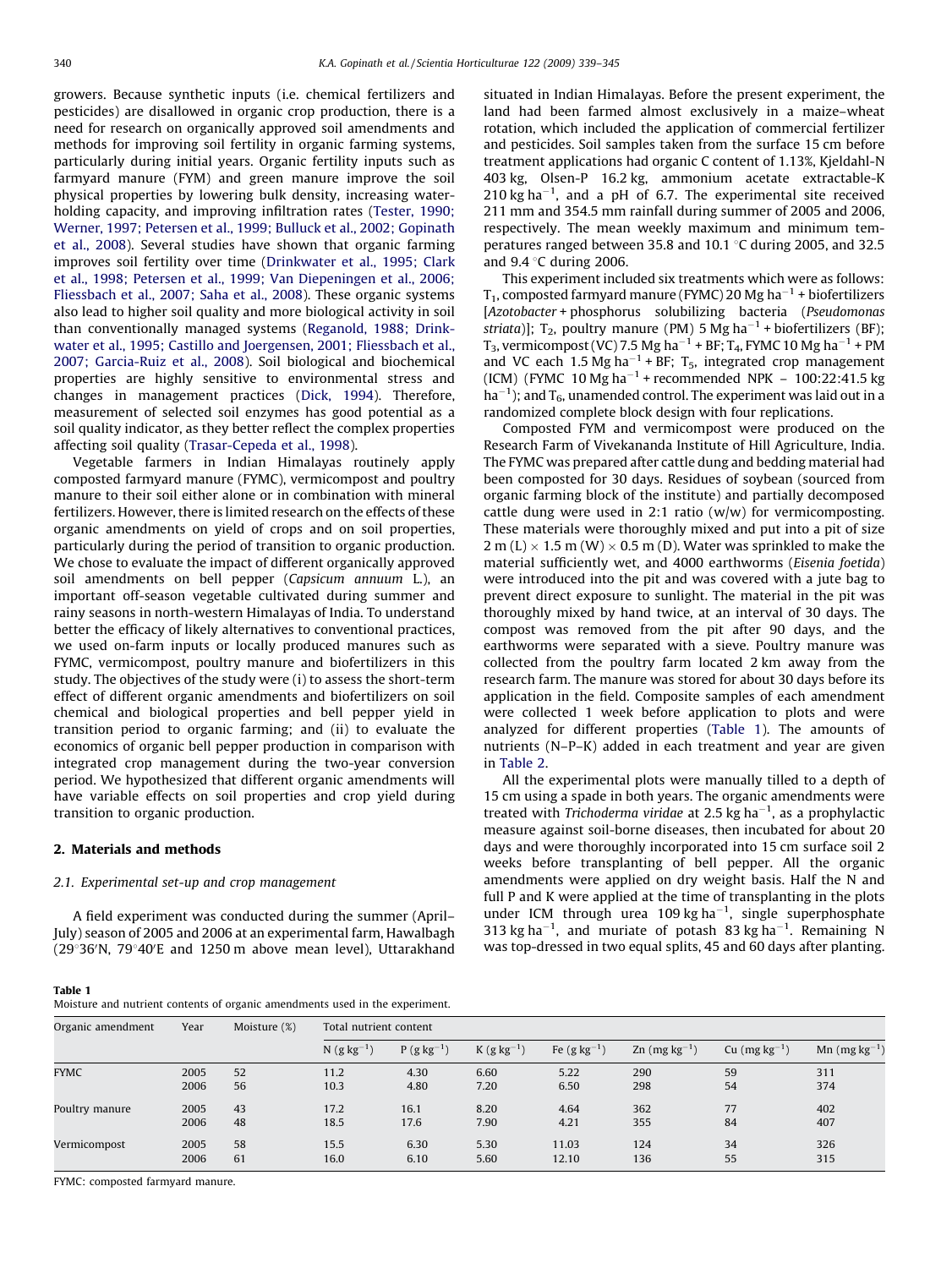growers. Because synthetic inputs (i.e. chemical fertilizers and pesticides) are disallowed in organic crop production, there is a need for research on organically approved soil amendments and methods for improving soil fertility in organic farming systems, particularly during initial years. Organic fertility inputs such as farmyard manure (FYM) and green manure improve the soil physical properties by lowering bulk density, increasing water-holding capacity, and improving infiltration rates (Tester, 1990; Werner, 1997; Petersen et al., 1999; Bulluck et al., 2002; Gopinath et al., 2008). Several studies have shown that organic farming improves soil fertility over time (Drinkwater et al., 1995; Clark et al., 1998; Petersen et al., 1999; Van Diepeningen et al., 2006; Fliessbach et al., 2007; Saha et al., 2008). These organic systems also lead to higher soil quality and more biological activity in soil than conventionally managed systems (Reganold, 1988; Drinkwater et al., 1995; Castillo and Joergensen, 2001; Fliessbach et al., 2007; Garcia-Ruiz et al., 2008). Soil biological and biochemical properties are highly sensitive to environmental stress and changes in management practices (Dick, 1994). Therefore, measurement of selected soil enzymes has good potential as a soil quality indicator, as they better reflect the complex properties affecting soil quality (Trasar-Cepeda et al., 1998).

Vegetable farmers in Indian Himalayas routinely apply composted farmyard manure (FYMC), vermicompost and poultry manure to their soil either alone or in combination with mineral fertilizers. However, there is limited research on the effects of these organic amendments on yield of crops and on soil properties, particularly during the period of transition to organic production. We chose to evaluate the impact of different organically approved soil amendments on bell pepper (*Capsicum annuum* L.), an important off-season vegetable cultivated during summer and rainy seasons in north-western Himalayas of India. To understand better the efficacy of likely alternatives to conventional practices, we used on-farm inputs or locally produced manures such as FYMC, vermicompost, poultry manure and biofertilizers in this study. The objectives of the study were (i) to assess the short-term effect of different organic amendments and biofertilizers on soil chemical and biological properties and bell pepper yield in transition period to organic farming; and (ii) to evaluate the economics of organic bell pepper production in comparison with integrated crop management during the two-year conversion period. We hypothesized that different organic amendments will have variable effects on soil properties and crop yield during transition to organic production.

## 2. Materials and methods

### 2.1. Experimental set-up and crop management

A field experiment was conducted during the summer (April–July) season of 2005 and 2006 at an experimental farm, Hawalbagh (29°36′N, 79°40′E and 1250 m above mean level), Uttarakhand situated in Indian Himalayas. Before the present experiment, the land had been farmed almost exclusively in a maize–wheat rotation, which included the application of commercial fertilizer and pesticides. Soil samples taken from the surface 15 cm before treatment applications had organic C content of 1.13%, Kjeldahl-N 403 kg, Olsen-P 16.2 kg, ammonium acetate extractable-K 210 kg $ha^{-1}$, and a pH of 6.7. The experimental site received 211 mm and 354.5 mm rainfall during summer of 2005 and 2006, respectively. The mean weekly maximum and minimum temperatures ranged between 35.8 and 10.1 °C during 2005, and 32.5 and 9.4 °C during 2006.

This experiment included six treatments which were as follows: $T_1$, composted farmyard manure (FYMC) 20 Mg $ha^{-1}$ + biofertilizers [*Azotobacter* + phosphorus solubilizing bacteria (*Pseudomonas striata*)]; $T_2$, poultry manure (PM) 5 Mg $ha^{-1}$ + biofertilizers (BF); $T_3$, vermicompost (VC) 7.5 Mg $ha^{-1}$ + BF; $T_4$, FYMC 10 Mg $ha^{-1}$ + PM and VC each 1.5 Mg $ha^{-1}$ + BF; $T_5$, integrated crop management (ICM) (FYMC 10 Mg $ha^{-1}$ + recommended NPK – 100:22:41.5 kg $ha^{-1}$); and $T_6$, unamended control. The experiment was laid out in a randomized complete block design with four replications.

Composted FYM and vermicompost were produced on the Research Farm of Vivekananda Institute of Hill Agriculture, India. The FYMC was prepared after cattle dung and bedding material had been composted for 30 days. Residues of soybean (sourced from organic farming block of the institute) and partially decomposed cattle dung were used in 2:1 ratio (w/w) for vermicomposting. These materials were thoroughly mixed and put into a pit of size 2 m (L) × 1.5 m (W) × 0.5 m (D). Water was sprinkled to make the material sufficiently wet, and 4000 earthworms (*Eisenia foetida*) were introduced into the pit and was covered with a jute bag to prevent direct exposure to sunlight. The material in the pit was thoroughly mixed by hand twice, at an interval of 30 days. The compost was removed from the pit after 90 days, and the earthworms were separated with a sieve. Poultry manure was collected from the poultry farm located 2 km away from the research farm. The manure was stored for about 30 days before its application in the field. Composite samples of each amendment were collected 1 week before application to plots and were analyzed for different properties (Table 1). The amounts of nutrients (N–P–K) added in each treatment and year are given in Table 2.

All the experimental plots were manually tilled to a depth of 15 cm using a spade in both years. The organic amendments were treated with *Trichoderma viridae* at 2.5 kg $ha^{-1}$, as a prophylactic measure against soil-borne diseases, then incubated for about 20 days and were thoroughly incorporated into 15 cm surface soil 2 weeks before transplanting of bell pepper. All the organic amendments were applied on dry weight basis. Half the N and full P and K were applied at the time of transplanting in the plots under ICM through urea 109 kg $ha^{-1}$, single superphosphate 313 kg $ha^{-1}$, and muriate of potash 83 kg $ha^{-1}$. Remaining N was top-dressed in two equal splits, 45 and 60 days after planting.

**Table 1**
Moisture and nutrient contents of organic amendments used in the experiment.

| Organic amendment | Year | Moisture (%) | Total nutrient content | | | | | | |
|---|---|---|---|---|---|---|---|---|---|
| | | | N (g $kg^{-1}$) | P (g $kg^{-1}$) | K (g $kg^{-1}$) | Fe (g $kg^{-1}$) | Zn (mg $kg^{-1}$) | Cu (mg $kg^{-1}$) | Mn (mg $kg^{-1}$) |
| FYMC | 2005 | 52 | 11.2 | 4.30 | 6.60 | 5.22 | 290 | 59 | 311 |
| | 2006 | 56 | 10.3 | 4.80 | 7.20 | 6.50 | 298 | 54 | 374 |
| Poultry manure | 2005 | 43 | 17.2 | 16.1 | 8.20 | 4.64 | 362 | 77 | 402 |
| | 2006 | 48 | 18.5 | 17.6 | 7.90 | 4.21 | 355 | 84 | 407 |
| Vermicompost | 2005 | 58 | 15.5 | 6.30 | 5.30 | 11.03 | 124 | 34 | 326 |
| | 2006 | 61 | 16.0 | 6.10 | 5.60 | 12.10 | 136 | 55 | 315 |

FYMC: composted farmyard manure.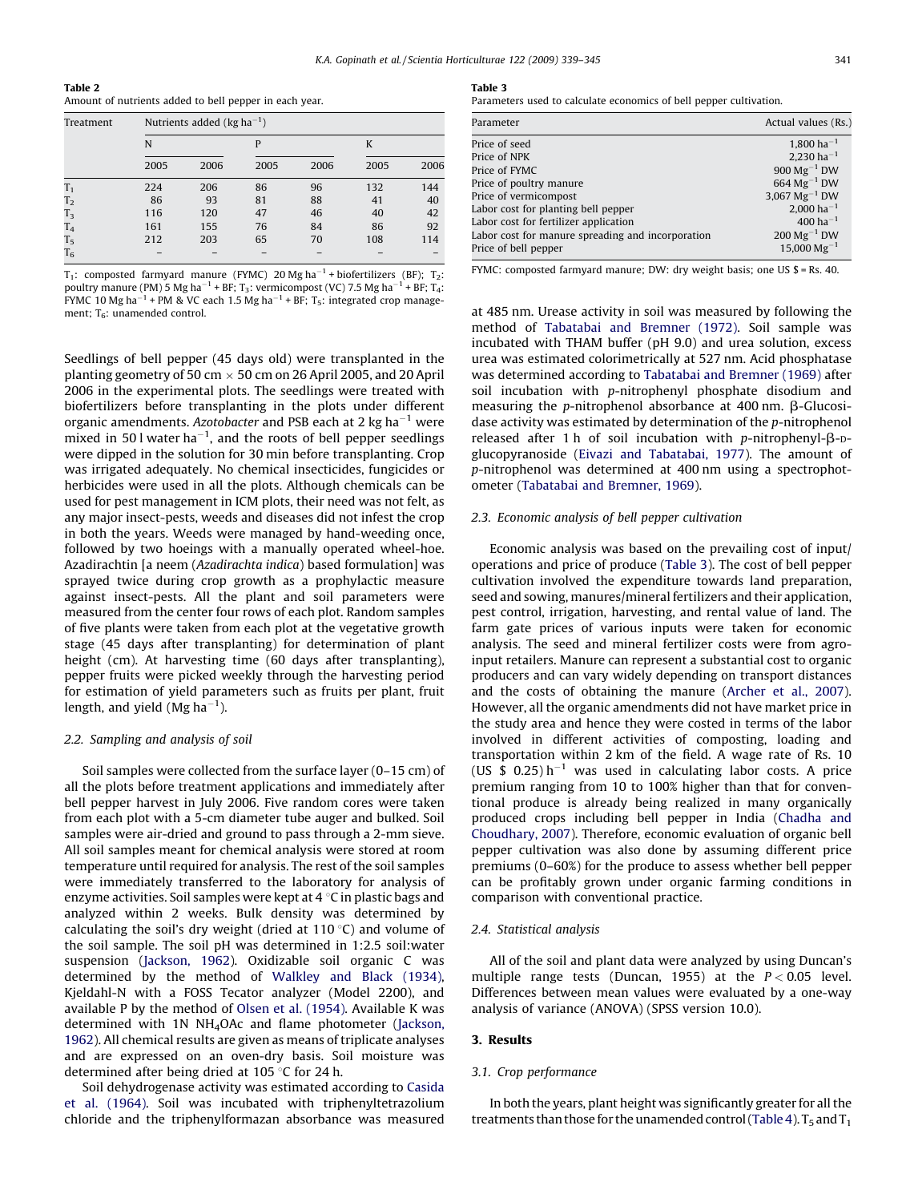**Table 2**
Amount of nutrients added to bell pepper in each year.

| Treatment | Nutrients added (kg $ha^{-1}$) | | | | | |
|---|---|---|---|---|---|---|
| | N | | P | | K | |
| | 2005 | 2006 | 2005 | 2006 | 2005 | 2006 |
| $T_1$ | 224 | 206 | 86 | 96 | 132 | 144 |
| $T_2$ | 86 | 93 | 81 | 88 | 41 | 40 |
| $T_3$ | 116 | 120 | 47 | 46 | 40 | 42 |
| $T_4$ | 161 | 155 | 76 | 84 | 86 | 92 |
| $T_5$ | 212 | 203 | 65 | 70 | 108 | 114 |
| $T_6$ | – | – | – | – | – | – |

$T_1$: composted farmyard manure (FYMC) 20 Mg $ha^{-1}$ + biofertilizers (BF); $T_2$: poultry manure (PM) 5 Mg $ha^{-1}$ + BF; $T_3$: vermicompost (VC) 7.5 Mg $ha^{-1}$ + BF; $T_4$: FYMC 10 Mg $ha^{-1}$ + PM & VC each 1.5 Mg $ha^{-1}$ + BF; $T_5$: integrated crop management; $T_6$: unamended control.

Seedlings of bell pepper (45 days old) were transplanted in the planting geometry of 50 cm × 50 cm on 26 April 2005, and 20 April 2006 in the experimental plots. The seedlings were treated with biofertilizers before transplanting in the plots under different organic amendments. *Azotobacter* and PSB each at 2 kg $ha^{-1}$ were mixed in 50 l water $ha^{-1}$, and the roots of bell pepper seedlings were dipped in the solution for 30 min before transplanting. Crop was irrigated adequately. No chemical insecticides, fungicides or herbicides were used in all the plots. Although chemicals can be used for pest management in ICM plots, their need was not felt, as any major insect-pests, weeds and diseases did not infest the crop in both the years. Weeds were managed by hand-weeding once, followed by two hoeings with a manually operated wheel-hoe. Azadirachtin [a neem (*Azadirachta indica*) based formulation] was sprayed twice during crop growth as a prophylactic measure against insect-pests. All the plant and soil parameters were measured from the center four rows of each plot. Random samples of five plants were taken from each plot at the vegetative growth stage (45 days after transplanting) for determination of plant height (cm). At harvesting time (60 days after transplanting), pepper fruits were picked weekly through the harvesting period for estimation of yield parameters such as fruits per plant, fruit length, and yield (Mg $ha^{-1}$).

### 2.2. Sampling and analysis of soil

Soil samples were collected from the surface layer (0–15 cm) of all the plots before treatment applications and immediately after bell pepper harvest in July 2006. Five random cores were taken from each plot with a 5-cm diameter tube auger and bulked. Soil samples were air-dried and ground to pass through a 2-mm sieve. All soil samples meant for chemical analysis were stored at room temperature until required for analysis. The rest of the soil samples were immediately transferred to the laboratory for analysis of enzyme activities. Soil samples were kept at 4 °C in plastic bags and analyzed within 2 weeks. Bulk density was determined by calculating the soil's dry weight (dried at 110 °C) and volume of the soil sample. The soil pH was determined in 1:2.5 soil:water suspension (Jackson, 1962). Oxidizable soil organic C was determined by the method of Walkley and Black (1934), Kjeldahl-N with a FOSS Tecator analyzer (Model 2200), and available P by the method of Olsen et al. (1954). Available K was determined with 1N $NH_4OAc$ and flame photometer (Jackson, 1962). All chemical results are given as means of triplicate analyses and are expressed on an oven-dry basis. Soil moisture was determined after being dried at 105 °C for 24 h.

Soil dehydrogenase activity was estimated according to Casida et al. (1964). Soil was incubated with triphenyltetrazolium chloride and the triphenylformazan absorbance was measured at 485 nm. Urease activity in soil was measured by following the method of Tabatabai and Bremner (1972). Soil sample was incubated with THAM buffer (pH 9.0) and urea solution, excess urea was estimated colorimetrically at 527 nm. Acid phosphatase was determined according to Tabatabai and Bremner (1969) after soil incubation with *p*-nitrophenyl phosphate disodium and measuring the *p*-nitrophenol absorbance at 400 nm. β-Glucosidase activity was estimated by determination of the *p*-nitrophenol released after 1 h of soil incubation with *p*-nitrophenyl-β-D-glucopyranoside (Eivazi and Tabatabai, 1977). The amount of *p*-nitrophenol was determined at 400 nm using a spectrophotometer (Tabatabai and Bremner, 1969).

**Table 3**
Parameters used to calculate economics of bell pepper cultivation.

| Parameter | Actual values (Rs.) |
|---|---|
| Price of seed | 1,800 $ha^{-1}$ |
| Price of NPK | 2,230 $ha^{-1}$ |
| Price of FYMC | 900 $Mg^{-1}$ DW |
| Price of poultry manure | 664 $Mg^{-1}$ DW |
| Price of vermicompost | 3,067 $Mg^{-1}$ DW |
| Labor cost for planting bell pepper | 2,000 $ha^{-1}$ |
| Labor cost for fertilizer application | 400 $ha^{-1}$ |
| Labor cost for manure spreading and incorporation | 200 $Mg^{-1}$ DW |
| Price of bell pepper | 15,000 $Mg^{-1}$ |

FYMC: composted farmyard manure; DW: dry weight basis; one US \$ = Rs. 40.

### 2.3. Economic analysis of bell pepper cultivation

Economic analysis was based on the prevailing cost of input/operations and price of produce (Table 3). The cost of bell pepper cultivation involved the expenditure towards land preparation, seed and sowing, manures/mineral fertilizers and their application, pest control, irrigation, harvesting, and rental value of land. The farm gate prices of various inputs were taken for economic analysis. The seed and mineral fertilizer costs were from agro-input retailers. Manure can represent a substantial cost to organic producers and can vary widely depending on transport distances and the costs of obtaining the manure (Archer et al., 2007). However, all the organic amendments did not have market price in the study area and hence they were costed in terms of the labor involved in different activities of composting, loading and transportation within 2 km of the field. A wage rate of Rs. 10 (US \$ 0.25) $h^{-1}$ was used in calculating labor costs. A price premium ranging from 10 to 100% higher than that for conventional produce is already being realized in many organically produced crops including bell pepper in India (Chadha and Choudhary, 2007). Therefore, economic evaluation of organic bell pepper cultivation was also done by assuming different price premiums (0–60%) for the produce to assess whether bell pepper can be profitably grown under organic farming conditions in comparison with conventional practice.

### 2.4. Statistical analysis

All of the soil and plant data were analyzed by using Duncan's multiple range tests (Duncan, 1955) at the $P < 0.05$ level. Differences between mean values were evaluated by a one-way analysis of variance (ANOVA) (SPSS version 10.0).

## 3. Results

### 3.1. Crop performance

In both the years, plant height was significantly greater for all the treatments than those for the unamended control (Table 4). $T_5$ and $T_1$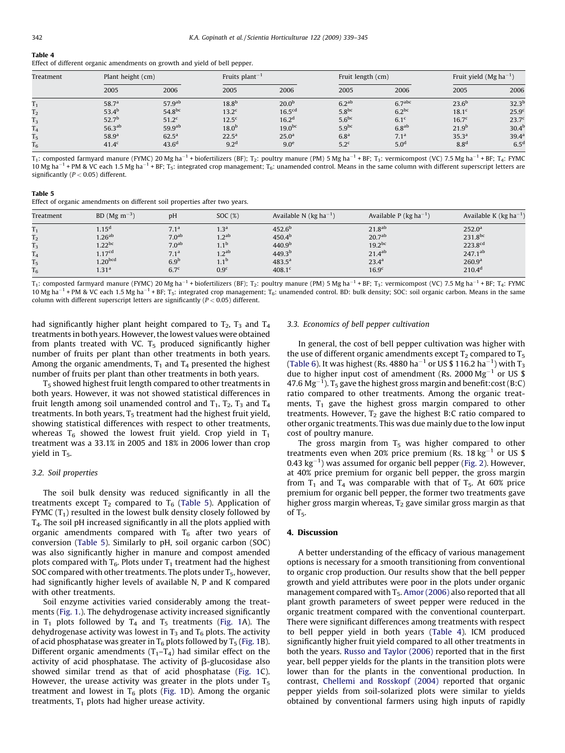**Table 4**
Effect of different organic amendments on growth and yield of bell pepper.

| Treatment | Plant height (cm) | | Fruits plant$^{-1}$ | | Fruit length (cm) | | Fruit yield (Mg ha$^{-1}$) | |
|---|---|---|---|---|---|---|---|---|
| | 2005 | 2006 | 2005 | 2006 | 2005 | 2006 | 2005 | 2006 |
| $T_1$ | 58.7$^{a}$ | 57.9$^{ab}$ | 18.8$^{b}$ | 20.0$^{b}$ | 6.2$^{ab}$ | 6.7$^{abc}$ | 23.6$^{b}$ | 32.3$^{b}$ |
| $T_2$ | 53.4$^{b}$ | 54.8$^{bc}$ | 13.2$^{c}$ | 16.5$^{cd}$ | 5.8$^{bc}$ | 6.2$^{bc}$ | 18.1$^{c}$ | 25.9$^{c}$ |
| $T_3$ | 52.7$^{b}$ | 51.2$^{c}$ | 12.5$^{c}$ | 16.2$^{d}$ | 5.6$^{bc}$ | 6.1$^{c}$ | 16.7$^{c}$ | 23.7$^{c}$ |
| $T_4$ | 56.3$^{ab}$ | 59.9$^{ab}$ | 18.0$^{b}$ | 19.0$^{bc}$ | 5.9$^{bc}$ | 6.8$^{ab}$ | 21.9$^{b}$ | 30.4$^{b}$ |
| $T_5$ | 58.9$^{a}$ | 62.5$^{a}$ | 22.5$^{a}$ | 25.0$^{a}$ | 6.8$^{a}$ | 7.1$^{a}$ | 35.3$^{a}$ | 39.4$^{a}$ |
| $T_6$ | 41.4$^{c}$ | 43.6$^{d}$ | 9.2$^{d}$ | 9.0$^{e}$ | 5.2$^{c}$ | 5.0$^{d}$ | 8.8$^{d}$ | 6.5$^{d}$ |

$T_1$: composted farmyard manure (FYMC) 20 Mg ha$^{-1}$ + biofertilizers (BF); $T_2$: poultry manure (PM) 5 Mg ha$^{-1}$ + BF; $T_3$: vermicompost (VC) 7.5 Mg ha$^{-1}$ + BF; $T_4$: FYMC 10 Mg ha$^{-1}$ + PM & VC each 1.5 Mg ha$^{-1}$ + BF; $T_5$: integrated crop management; $T_6$: unamended control. Means in the same column with different superscript letters are significantly ($P < 0.05$) different.

**Table 5**
Effect of organic amendments on different soil properties after two years.

| Treatment | BD (Mg m$^{-3}$) | pH | SOC (%) | Available N (kg ha$^{-1}$) | Available P (kg ha$^{-1}$) | Available K (kg ha$^{-1}$) |
|---|---|---|---|---|---|---|
| $T_1$ | 1.15$^{d}$ | 7.1$^{a}$ | 1.3$^{a}$ | 452.6$^{b}$ | 21.8$^{ab}$ | 252.0$^{a}$ |
| $T_2$ | 1.26$^{ab}$ | 7.0$^{ab}$ | 1.2$^{ab}$ | 450.4$^{b}$ | 20.7$^{ab}$ | 231.8$^{bc}$ |
| $T_3$ | 1.22$^{bc}$ | 7.0$^{ab}$ | 1.1$^{b}$ | 440.9$^{b}$ | 19.2$^{bc}$ | 223.8$^{cd}$ |
| $T_4$ | 1.17$^{cd}$ | 7.1$^{a}$ | 1.2$^{ab}$ | 449.3$^{b}$ | 21.4$^{ab}$ | 247.1$^{ab}$ |
| $T_5$ | 1.20$^{bcd}$ | 6.9$^{b}$ | 1.1$^{b}$ | 483.5$^{a}$ | 23.4$^{a}$ | 260.9$^{a}$ |
| $T_6$ | 1.31$^{a}$ | 6.7$^{c}$ | 0.9$^{c}$ | 408.1$^{c}$ | 16.9$^{c}$ | 210.4$^{d}$ |

$T_1$: composted farmyard manure (FYMC) 20 Mg ha$^{-1}$ + biofertilizers (BF); $T_2$: poultry manure (PM) 5 Mg ha$^{-1}$ + BF; $T_3$: vermicompost (VC) 7.5 Mg ha$^{-1}$ + BF; $T_4$: FYMC 10 Mg ha$^{-1}$ + PM & VC each 1.5 Mg ha$^{-1}$ + BF; $T_5$: integrated crop management; $T_6$: unamended control. BD: bulk density; SOC: soil organic carbon. Means in the same column with different superscript letters are significantly ($P < 0.05$) different.

had significantly higher plant height compared to $T_2$, $T_3$ and $T_4$ treatments in both years. However, the lowest values were obtained from plants treated with VC. $T_5$ produced significantly higher number of fruits per plant than other treatments in both years. Among the organic amendments, $T_1$ and $T_4$ presented the highest number of fruits per plant than other treatments in both years.

$T_5$ showed highest fruit length compared to other treatments in both years. However, it was not showed statistical differences in fruit length among soil unamended control and $T_1$, $T_2$, $T_3$ and $T_4$ treatments. In both years, $T_5$ treatment had the highest fruit yield, showing statistical differences with respect to other treatments, whereas $T_6$ showed the lowest fruit yield. Crop yield in $T_1$ treatment was a 33.1% in 2005 and 18% in 2006 lower than crop yield in $T_5$.

### 3.2. Soil properties

The soil bulk density was reduced significantly in all the treatments except $T_2$ compared to $T_6$ (Table 5). Application of FYMC ($T_1$) resulted in the lowest bulk density closely followed by $T_4$. The soil pH increased significantly in all the plots applied with organic amendments compared with $T_6$ after two years of conversion (Table 5). Similarly to pH, soil organic carbon (SOC) was also significantly higher in manure and compost amended plots compared with $T_6$. Plots under $T_1$ treatment had the highest SOC compared with other treatments. The plots under $T_5$, however, had significantly higher levels of available N, P and K compared with other treatments.

Soil enzyme activities varied considerably among the treatments (Fig. 1.). The dehydrogenase activity increased significantly in $T_1$ plots followed by $T_4$ and $T_5$ treatments (Fig. 1A). The dehydrogenase activity was lowest in $T_3$ and $T_6$ plots. The activity of acid phosphatase was greater in $T_6$ plots followed by $T_5$ (Fig. 1B). Different organic amendments ($T_1$–$T_4$) had similar effect on the activity of acid phosphatase. The activity of β-glucosidase also showed similar trend as that of acid phosphatase (Fig. 1C). However, the urease activity was greater in the plots under $T_5$ treatment and lowest in $T_6$ plots (Fig. 1D). Among the organic treatments, $T_1$ plots had higher urease activity.

### 3.3. Economics of bell pepper cultivation

In general, the cost of bell pepper cultivation was higher with the use of different organic amendments except $T_2$ compared to $T_5$ (Table 6). It was highest (Rs. 4880 ha$^{-1}$ or US \$ 116.2 ha$^{-1}$) with $T_3$ due to higher input cost of amendment (Rs. 2000 Mg$^{-1}$ or US \$ 47.6 Mg$^{-1}$). $T_5$ gave the highest gross margin and benefit:cost (B:C) ratio compared to other treatments. Among the organic treatments, $T_1$ gave the highest gross margin compared to other treatments. However, $T_2$ gave the highest B:C ratio compared to other organic treatments. This was due mainly due to the low input cost of poultry manure.

The gross margin from $T_5$ was higher compared to other treatments even when 20% price premium (Rs. 18 kg$^{-1}$ or US \$ 0.43 kg$^{-1}$) was assumed for organic bell pepper (Fig. 2). However, at 40% price premium for organic bell pepper, the gross margin from $T_1$ and $T_4$ was comparable with that of $T_5$. At 60% price premium for organic bell pepper, the former two treatments gave higher gross margin whereas, $T_2$ gave similar gross margin as that of $T_5$.

## 4. Discussion

A better understanding of the efficacy of various management options is necessary for a smooth transitioning from conventional to organic crop production. Our results show that the bell pepper growth and yield attributes were poor in the plots under organic management compared with $T_5$. Amor (2006) also reported that all plant growth parameters of sweet pepper were reduced in the organic treatment compared with the conventional counterpart. There were significant differences among treatments with respect to bell pepper yield in both years (Table 4). ICM produced significantly higher fruit yield compared to all other treatments in both the years. Russo and Taylor (2006) reported that in the first year, bell pepper yields for the plants in the transition plots were lower than for the plants in the conventional production. In contrast, Chellemi and Rosskopf (2004) reported that organic pepper yields from soil-solarized plots were similar to yields obtained by conventional farmers using high inputs of rapidly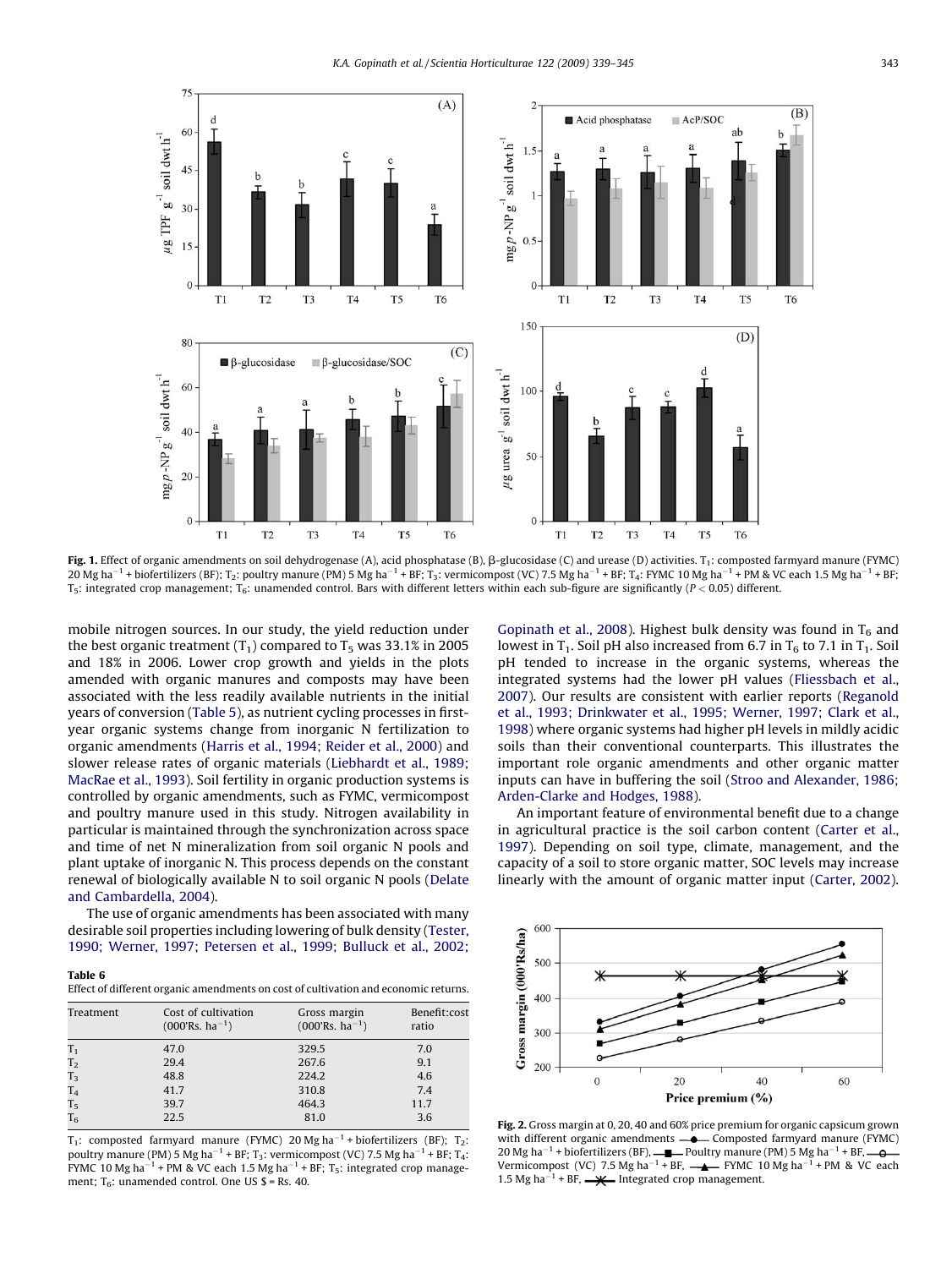**Fig. 1.** Effect of organic amendments on soil dehydrogenase (A), acid phosphatase (B), β-glucosidase (C) and urease (D) activities. $T_1$: composted farmyard manure (FYMC) 20 Mg ha$^{-1}$ + biofertilizers (BF); $T_2$: poultry manure (PM) 5 Mg ha$^{-1}$ + BF; $T_3$: vermicompost (VC) 7.5 Mg ha$^{-1}$ + BF; $T_4$: FYMC 10 Mg ha$^{-1}$ + PM & VC each 1.5 Mg ha$^{-1}$ + BF; $T_5$: integrated crop management; $T_6$: unamended control. Bars with different letters within each sub-figure are significantly ($P < 0.05$) different.

mobile nitrogen sources. In our study, the yield reduction under the best organic treatment ($T_1$) compared to $T_5$ was 33.1% in 2005 and 18% in 2006. Lower crop growth and yields in the plots amended with organic manures and composts may have been associated with the less readily available nutrients in the initial years of conversion (Table 5), as nutrient cycling processes in first-year organic systems change from inorganic N fertilization to organic amendments (Harris et al., 1994; Reider et al., 2000) and slower release rates of organic materials (Liebhardt et al., 1989; MacRae et al., 1993). Soil fertility in organic production systems is controlled by organic amendments, such as FYMC, vermicompost and poultry manure used in this study. Nitrogen availability in particular is maintained through the synchronization across space and time of net N mineralization from soil organic N pools and plant uptake of inorganic N. This process depends on the constant renewal of biologically available N to soil organic N pools (Delate and Cambardella, 2004).

The use of organic amendments has been associated with many desirable soil properties including lowering of bulk density (Tester, 1990; Werner, 1997; Petersen et al., 1999; Bulluck et al., 2002; Gopinath et al., 2008). Highest bulk density was found in $T_6$ and lowest in $T_1$. Soil pH also increased from 6.7 in $T_6$ to 7.1 in $T_1$. Soil pH tended to increase in the organic systems, whereas the integrated systems had the lower pH values (Fliessbach et al., 2007). Our results are consistent with earlier reports (Reganold et al., 1993; Drinkwater et al., 1995; Werner, 1997; Clark et al., 1998) where organic systems had higher pH levels in mildly acidic soils than their conventional counterparts. This illustrates the important role organic amendments and other organic matter inputs can have in buffering the soil (Stroo and Alexander, 1986; Arden-Clarke and Hodges, 1988).

An important feature of environmental benefit due to a change in agricultural practice is the soil carbon content (Carter et al., 1997). Depending on soil type, climate, management, and the capacity of a soil to store organic matter, SOC levels may increase linearly with the amount of organic matter input (Carter, 2002).

**Table 6**
Effect of different organic amendments on cost of cultivation and economic returns.

| Treatment | Cost of cultivation (000'Rs. ha$^{-1}$) | Gross margin (000'Rs. ha$^{-1}$) | Benefit:cost ratio |
|---|---|---|---|
| $T_1$ | 47.0 | 329.5 | 7.0 |
| $T_2$ | 29.4 | 267.6 | 9.1 |
| $T_3$ | 48.8 | 224.2 | 4.6 |
| $T_4$ | 41.7 | 310.8 | 7.4 |
| $T_5$ | 39.7 | 464.3 | 11.7 |
| $T_6$ | 22.5 | 81.0 | 3.6 |

$T_1$: composted farmyard manure (FYMC) 20 Mg ha$^{-1}$ + biofertilizers (BF); $T_2$: poultry manure (PM) 5 Mg ha$^{-1}$ + BF; $T_3$: vermicompost (VC) 7.5 Mg ha$^{-1}$ + BF; $T_4$: FYMC 10 Mg ha$^{-1}$ + PM & VC each 1.5 Mg ha$^{-1}$ + BF; $T_5$: integrated crop management; $T_6$: unamended control. One US $ = Rs. 40.

**Fig. 2.** Gross margin at 0, 20, 40 and 60% price premium for organic capsicum grown with different organic amendments —●— Composted farmyard manure (FYMC) 20 Mg ha$^{-1}$ + biofertilizers (BF), —■— Poultry manure (PM) 5 Mg ha$^{-1}$ + BF, —○— Vermicompost (VC) 7.5 Mg ha$^{-1}$ + BF, —▲— FYMC 10 Mg ha$^{-1}$ + PM & VC each 1.5 Mg ha$^{-1}$ + BF, —✳— Integrated crop management.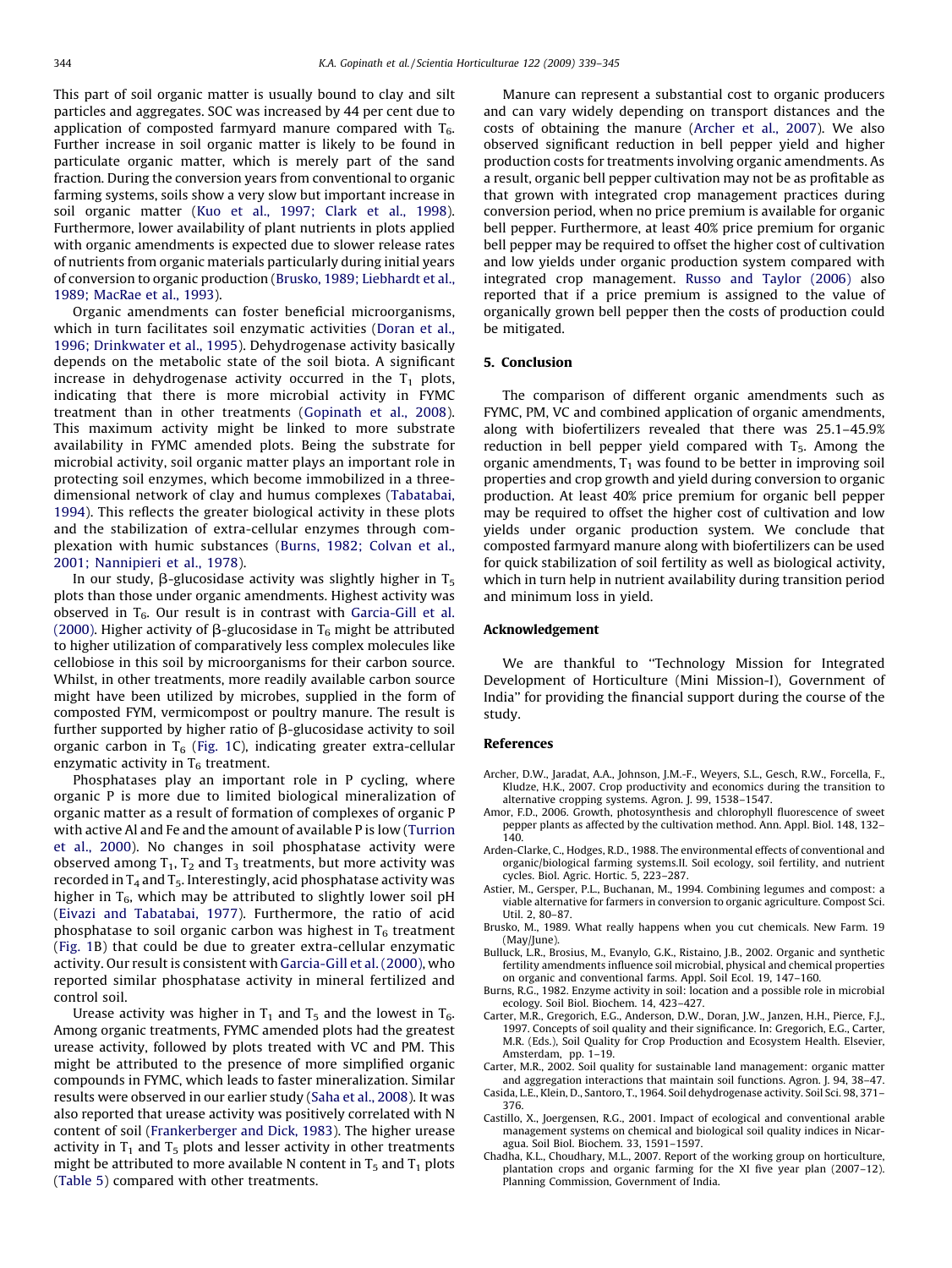This part of soil organic matter is usually bound to clay and silt particles and aggregates. SOC was increased by 44 per cent due to application of composted farmyard manure compared with $T_6$. Further increase in soil organic matter is likely to be found in particulate organic matter, which is merely part of the sand fraction. During the conversion years from conventional to organic farming systems, soils show a very slow but important increase in soil organic matter (Kuo et al., 1997; Clark et al., 1998). Furthermore, lower availability of plant nutrients in plots applied with organic amendments is expected due to slower release rates of nutrients from organic materials particularly during initial years of conversion to organic production (Brusko, 1989; Liebhardt et al., 1989; MacRae et al., 1993).

Organic amendments can foster beneficial microorganisms, which in turn facilitates soil enzymatic activities (Doran et al., 1996; Drinkwater et al., 1995). Dehydrogenase activity basically depends on the metabolic state of the soil biota. A significant increase in dehydrogenase activity occurred in the $T_1$ plots, indicating that there is more microbial activity in FYMC treatment than in other treatments (Gopinath et al., 2008). This maximum activity might be linked to more substrate availability in FYMC amended plots. Being the substrate for microbial activity, soil organic matter plays an important role in protecting soil enzymes, which become immobilized in a three-dimensional network of clay and humus complexes (Tabatabai, 1994). This reflects the greater biological activity in these plots and the stabilization of extra-cellular enzymes through complexation with humic substances (Burns, 1982; Colvan et al., 2001; Nannipieri et al., 1978).

In our study, β-glucosidase activity was slightly higher in $T_5$ plots than those under organic amendments. Highest activity was observed in $T_6$. Our result is in contrast with Garcia-Gill et al. (2000). Higher activity of β-glucosidase in $T_6$ might be attributed to higher utilization of comparatively less complex molecules like cellobiose in this soil by microorganisms for their carbon source. Whilst, in other treatments, more readily available carbon source might have been utilized by microbes, supplied in the form of composted FYM, vermicompost or poultry manure. The result is further supported by higher ratio of β-glucosidase activity to soil organic carbon in $T_6$ (Fig. 1C), indicating greater extra-cellular enzymatic activity in $T_6$ treatment.

Phosphatases play an important role in P cycling, where organic P is more due to limited biological mineralization of organic matter as a result of formation of complexes of organic P with active Al and Fe and the amount of available P is low (Turrion et al., 2000). No changes in soil phosphatase activity were observed among $T_1$, $T_2$ and $T_3$ treatments, but more activity was recorded in $T_4$ and $T_5$. Interestingly, acid phosphatase activity was higher in $T_6$, which may be attributed to slightly lower soil pH (Eivazi and Tabatabai, 1977). Furthermore, the ratio of acid phosphatase to soil organic carbon was highest in $T_6$ treatment (Fig. 1B) that could be due to greater extra-cellular enzymatic activity. Our result is consistent with Garcia-Gill et al. (2000), who reported similar phosphatase activity in mineral fertilized and control soil.

Urease activity was higher in $T_1$ and $T_5$ and the lowest in $T_6$. Among organic treatments, FYMC amended plots had the greatest urease activity, followed by plots treated with VC and PM. This might be attributed to the presence of more simplified organic compounds in FYMC, which leads to faster mineralization. Similar results were observed in our earlier study (Saha et al., 2008). It was also reported that urease activity was positively correlated with N content of soil (Frankerberger and Dick, 1983). The higher urease activity in $T_1$ and $T_5$ plots and lesser activity in other treatments might be attributed to more available N content in $T_5$ and $T_1$ plots (Table 5) compared with other treatments.

Manure can represent a substantial cost to organic producers and can vary widely depending on transport distances and the costs of obtaining the manure (Archer et al., 2007). We also observed significant reduction in bell pepper yield and higher production costs for treatments involving organic amendments. As a result, organic bell pepper cultivation may not be as profitable as that grown with integrated crop management practices during conversion period, when no price premium is available for organic bell pepper. Furthermore, at least 40% price premium for organic bell pepper may be required to offset the higher cost of cultivation and low yields under organic production system compared with integrated crop management. Russo and Taylor (2006) also reported that if a price premium is assigned to the value of organically grown bell pepper then the costs of production could be mitigated.

## 5. Conclusion

The comparison of different organic amendments such as FYMC, PM, VC and combined application of organic amendments, along with biofertilizers revealed that there was 25.1–45.9% reduction in bell pepper yield compared with $T_5$. Among the organic amendments, $T_1$ was found to be better in improving soil properties and crop growth and yield during conversion to organic production. At least 40% price premium for organic bell pepper may be required to offset the higher cost of cultivation and low yields under organic production system. We conclude that composted farmyard manure along with biofertilizers can be used for quick stabilization of soil fertility as well as biological activity, which in turn help in nutrient availability during transition period and minimum loss in yield.

## Acknowledgement

We are thankful to "Technology Mission for Integrated Development of Horticulture (Mini Mission-I), Government of India" for providing the financial support during the course of the study.

## References

Archer, D.W., Jaradat, A.A., Johnson, J.M.-F., Weyers, S.L., Gesch, R.W., Forcella, F., Kludze, H.K., 2007. Crop productivity and economics during the transition to alternative cropping systems. Agron. J. 99, 1538–1547.

Amor, F.D., 2006. Growth, photosynthesis and chlorophyll fluorescence of sweet pepper plants as affected by the cultivation method. Ann. Appl. Biol. 148, 132–140.

Arden-Clarke, C., Hodges, R.D., 1988. The environmental effects of conventional and organic/biological farming systems.II. Soil ecology, soil fertility, and nutrient cycles. Biol. Agric. Hortic. 5, 223–287.

Astier, M., Gersper, P.L., Buchanan, M., 1994. Combining legumes and compost: a viable alternative for farmers in conversion to organic agriculture. Compost Sci. Util. 2, 80–87.

Brusko, M., 1989. What really happens when you cut chemicals. New Farm. 19 (May/June).

Bulluck, L.R., Brosius, M., Evanylo, G.K., Ristaino, J.B., 2002. Organic and synthetic fertility amendments influence soil microbial, physical and chemical properties on organic and conventional farms. Appl. Soil Ecol. 19, 147–160.

Burns, R.G., 1982. Enzyme activity in soil: location and a possible role in microbial ecology. Soil Biol. Biochem. 14, 423–427.

Carter, M.R., Gregorich, E.G., Anderson, D.W., Doran, J.W., Janzen, H.H., Pierce, F.J., 1997. Concepts of soil quality and their significance. In: Gregorich, E.G., Carter, M.R. (Eds.), Soil Quality for Crop Production and Ecosystem Health. Elsevier, Amsterdam, pp. 1–19.

Carter, M.R., 2002. Soil quality for sustainable land management: organic matter and aggregation interactions that maintain soil functions. Agron. J. 94, 38–47.

Casida, L.E., Klein, D., Santoro, T., 1964. Soil dehydrogenase activity. Soil Sci. 98, 371–376.

Castillo, X., Joergensen, R.G., 2001. Impact of ecological and conventional arable management systems on chemical and biological soil quality indices in Nicaragua. Soil Biol. Biochem. 33, 1591–1597.

Chadha, K.L., Choudhary, M.L., 2007. Report of the working group on horticulture, plantation crops and organic farming for the XI five year plan (2007–12). Planning Commission, Government of India.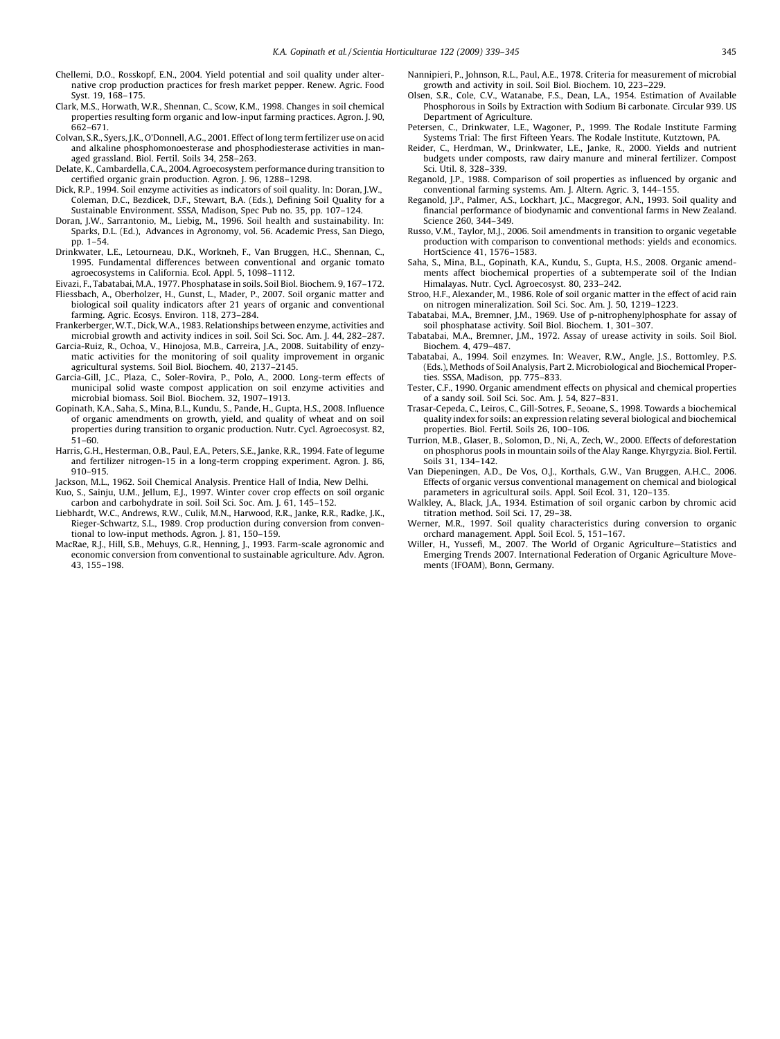Chellemi, D.O., Rosskopf, E.N., 2004. Yield potential and soil quality under alternative crop production practices for fresh market pepper. Renew. Agric. Food Syst. 19, 168–175.

Clark, M.S., Horwath, W.R., Shennan, C., Scow, K.M., 1998. Changes in soil chemical properties resulting form organic and low-input farming practices. Agron. J. 90, 662–671.

Colvan, S.R., Syers, J.K., O'Donnell, A.G., 2001. Effect of long term fertilizer use on acid and alkaline phosphomonoesterase and phosphodiesterase activities in managed grassland. Biol. Fertil. Soils 34, 258–263.

Delate, K., Cambardella, C.A., 2004. Agroecosystem performance during transition to certified organic grain production. Agron. J. 96, 1288–1298.

Dick, R.P., 1994. Soil enzyme activities as indicators of soil quality. In: Doran, J.W., Coleman, D.C., Bezdicek, D.F., Stewart, B.A. (Eds.), Defining Soil Quality for a Sustainable Environment. SSSA, Madison, Spec Pub no. 35, pp. 107–124.

Doran, J.W., Sarrantonio, M., Liebig, M., 1996. Soil health and sustainability. In: Sparks, D.L. (Ed.), Advances in Agronomy, vol. 56. Academic Press, San Diego, pp. 1–54.

Drinkwater, L.E., Letourneau, D.K., Workneh, F., Van Bruggen, H.C., Shennan, C., 1995. Fundamental differences between conventional and organic tomato agroecosystems in California. Ecol. Appl. 5, 1098–1112.

Eivazi, F., Tabatabai, M.A., 1977. Phosphatase in soils. Soil Biol. Biochem. 9, 167–172.

Fliessbach, A., Oberholzer, H., Gunst, L., Mader, P., 2007. Soil organic matter and biological soil quality indicators after 21 years of organic and conventional farming. Agric. Ecosys. Environ. 118, 273–284.

Frankerberger, W.T., Dick, W.A., 1983. Relationships between enzyme, activities and microbial growth and activity indices in soil. Soil Sci. Soc. Am. J. 44, 282–287.

Garcia-Ruiz, R., Ochoa, V., Hinojosa, M.B., Carreira, J.A., 2008. Suitability of enzymatic activities for the monitoring of soil quality improvement in organic agricultural systems. Soil Biol. Biochem. 40, 2137–2145.

Garcia-Gill, J.C., Plaza, C., Soler-Rovira, P., Polo, A., 2000. Long-term effects of municipal solid waste compost application on soil enzyme activities and microbial biomass. Soil Biol. Biochem. 32, 1907–1913.

Gopinath, K.A., Saha, S., Mina, B.L., Kundu, S., Pande, H., Gupta, H.S., 2008. Influence of organic amendments on growth, yield, and quality of wheat and on soil properties during transition to organic production. Nutr. Cycl. Agroecosyst. 82, 51–60.

Harris, G.H., Hesterman, O.B., Paul, E.A., Peters, S.E., Janke, R.R., 1994. Fate of legume and fertilizer nitrogen-15 in a long-term cropping experiment. Agron. J. 86, 910–915.

Jackson, M.L., 1962. Soil Chemical Analysis. Prentice Hall of India, New Delhi.

Kuo, S., Sainju, U.M., Jellum, E.J., 1997. Winter cover crop effects on soil organic carbon and carbohydrate in soil. Soil Sci. Soc. Am. J. 61, 145–152.

Liebhardt, W.C., Andrews, R.W., Culik, M.N., Harwood, R.R., Janke, R.R., Radke, J.K., Rieger-Schwartz, S.L., 1989. Crop production during conversion from conventional to low-input methods. Agron. J. 81, 150–159.

MacRae, R.J., Hill, S.B., Mehuys, G.R., Henning, J., 1993. Farm-scale agronomic and economic conversion from conventional to sustainable agriculture. Adv. Agron. 43, 155–198.

Nannipieri, P., Johnson, R.L., Paul, A.E., 1978. Criteria for measurement of microbial growth and activity in soil. Soil Biol. Biochem. 10, 223–229.

Olsen, S.R., Cole, C.V., Watanabe, F.S., Dean, L.A., 1954. Estimation of Available Phosphorous in Soils by Extraction with Sodium Bi carbonate. Circular 939. US Department of Agriculture.

Petersen, C., Drinkwater, L.E., Wagoner, P., 1999. The Rodale Institute Farming Systems Trial: The first Fifteen Years. The Rodale Institute, Kutztown, PA.

Reider, C., Herdman, W., Drinkwater, L.E., Janke, R., 2000. Yields and nutrient budgets under composts, raw dairy manure and mineral fertilizer. Compost Sci. Util. 8, 328–339.

Reganold, J.P., 1988. Comparison of soil properties as influenced by organic and conventional farming systems. Am. J. Altern. Agric. 3, 144–155.

Reganold, J.P., Palmer, A.S., Lockhart, J.C., Macgregor, A.N., 1993. Soil quality and financial performance of biodynamic and conventional farms in New Zealand. Science 260, 344–349.

Russo, V.M., Taylor, M.J., 2006. Soil amendments in transition to organic vegetable production with comparison to conventional methods: yields and economics. HortScience 41, 1576–1583.

Saha, S., Mina, B.L., Gopinath, K.A., Kundu, S., Gupta, H.S., 2008. Organic amendments affect biochemical properties of a subtemperate soil of the Indian Himalayas. Nutr. Cycl. Agroecosyst. 80, 233–242.

Stroo, H.F., Alexander, M., 1986. Role of soil organic matter in the effect of acid rain on nitrogen mineralization. Soil Sci. Soc. Am. J. 50, 1219–1223.

Tabatabai, M.A., Bremner, J.M., 1969. Use of p-nitrophenylphosphate for assay of soil phosphatase activity. Soil Biol. Biochem. 1, 301–307.

Tabatabai, M.A., Bremner, J.M., 1972. Assay of urease activity in soils. Soil Biol. Biochem. 4, 479–487.

Tabatabai, A., 1994. Soil enzymes. In: Weaver, R.W., Angle, J.S., Bottomley, P.S. (Eds.), Methods of Soil Analysis, Part 2. Microbiological and Biochemical Properties. SSSA, Madison, pp. 775–833.

Tester, C.F., 1990. Organic amendment effects on physical and chemical properties of a sandy soil. Soil Sci. Soc. Am. J. 54, 827–831.

Trasar-Cepeda, C., Leiros, C., Gill-Sotres, F., Seoane, S., 1998. Towards a biochemical quality index for soils: an expression relating several biological and biochemical properties. Biol. Fertil. Soils 26, 100–106.

Turrion, M.B., Glaser, B., Solomon, D., Ni, A., Zech, W., 2000. Effects of deforestation on phosphorus pools in mountain soils of the Alay Range. Khyrgyzia. Biol. Fertil. Soils 31, 134–142.

Van Diepeningen, A.D., De Vos, O.J., Korthals, G.W., Van Bruggen, A.H.C., 2006. Effects of organic versus conventional management on chemical and biological parameters in agricultural soils. Appl. Soil Ecol. 31, 120–135.

Walkley, A., Black, J.A., 1934. Estimation of soil organic carbon by chromic acid titration method. Soil Sci. 17, 29–38.

Werner, M.R., 1997. Soil quality characteristics during conversion to organic orchard management. Appl. Soil Ecol. 5, 151–167.

Willer, H., Yussefi, M., 2007. The World of Organic Agriculture—Statistics and Emerging Trends 2007. International Federation of Organic Agriculture Movements (IFOAM), Bonn, Germany.